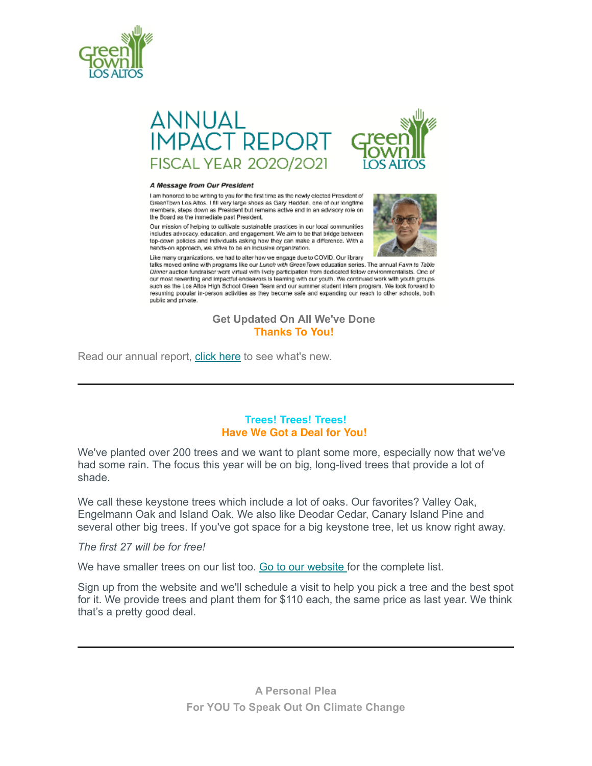Green Town LOS ALTOS

# ANNUAL IMPACT REPORT
## FISCAL YEAR 2020/2021

Green Town LOS ALTOS

***A Message from Our President***

I am honored to be writing to you for the first time as the newly elected President of GreenTown Los Altos. I fill very large shoes as Gary Hedden, one of our longtime members, steps down as President but remains active and in an advisory role on the Board as the immediate past President.

Our mission of helping to cultivate sustainable practices in our local communities includes advocacy, education, and engagement. We aim to be that bridge between top-down policies and individuals asking how they can make a difference. With a hands-on approach, we strive to be an inclusive organization.

Like many organizations, we had to alter how we engage due to COVID. Our library talks moved online with programs like our *Lunch with GreenTown* education series. The annual *Farm to Table Dinner* auction fundraiser went virtual with lively participation from dedicated fellow environmentalists. One of our most rewarding and impactful endeavors is teaming with our youth. We continued work with youth groups such as the Los Altos High School Green Team and our summer student intern program. We look forward to resuming popular in-person activities as they become safe and expanding our reach to other schools, both public and private.

**Get Updated On All We've Done**
**Thanks To You!**

Read our annual report, click here to see what's new.

---

**Trees! Trees! Trees!**
**Have We Got a Deal for You!**

We've planted over 200 trees and we want to plant some more, especially now that we've had some rain. The focus this year will be on big, long-lived trees that provide a lot of shade.

We call these keystone trees which include a lot of oaks. Our favorites? Valley Oak, Engelmann Oak and Island Oak. We also like Deodar Cedar, Canary Island Pine and several other big trees. If you've got space for a big keystone tree, let us know right away.

*The first 27 will be for free!*

We have smaller trees on our list too. Go to our website for the complete list.

Sign up from the website and we'll schedule a visit to help you pick a tree and the best spot for it. We provide trees and plant them for $110 each, the same price as last year. We think that's a pretty good deal.

---

**A Personal Plea**
**For YOU To Speak Out On Climate Change**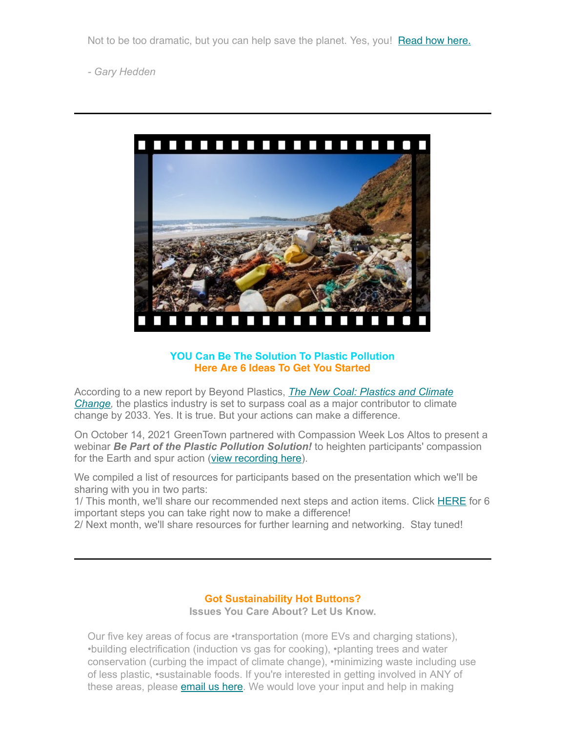Not to be too dramatic, but you can help save the planet. Yes, you! Read how here.

*- Gary Hedden*

---

**YOU Can Be The Solution To Plastic Pollution**
**Here Are 6 Ideas To Get You Started**

According to a new report by Beyond Plastics, *The New Coal: Plastics and Climate Change*, the plastics industry is set to surpass coal as a major contributor to climate change by 2033. Yes. It is true. But your actions can make a difference.

On October 14, 2021 GreenTown partnered with Compassion Week Los Altos to present a webinar ***Be Part of the Plastic Pollution Solution!*** to heighten participants' compassion for the Earth and spur action (view recording here).

We compiled a list of resources for participants based on the presentation which we'll be sharing with you in two parts:
1/ This month, we'll share our recommended next steps and action items. Click HERE for 6 important steps you can take right now to make a difference!
2/ Next month, we'll share resources for further learning and networking. Stay tuned!

---

**Got Sustainability Hot Buttons?**
**Issues You Care About? Let Us Know.**

Our five key areas of focus are •transportation (more EVs and charging stations), •building electrification (induction vs gas for cooking), •planting trees and water conservation (curbing the impact of climate change), •minimizing waste including use of less plastic, •sustainable foods. If you're interested in getting involved in ANY of these areas, please email us here. We would love your input and help in making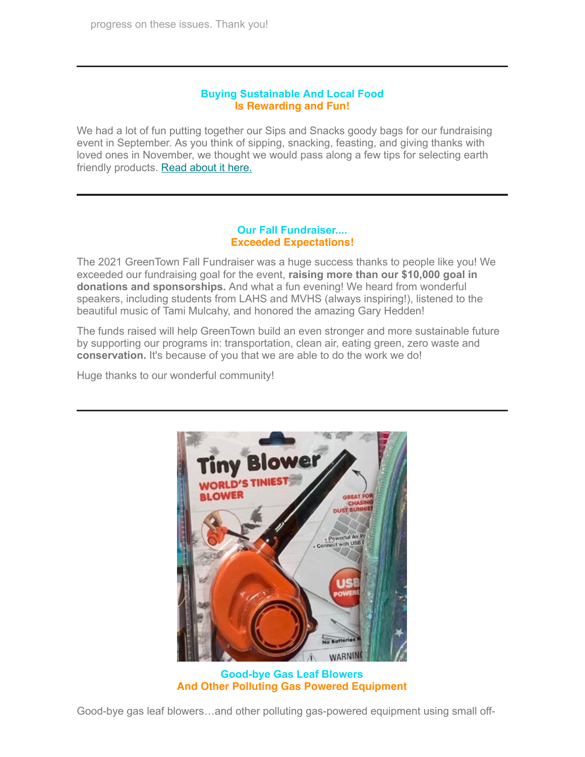progress on these issues. Thank you!

---

## Buying Sustainable And Local Food
## Is Rewarding and Fun!

We had a lot of fun putting together our Sips and Snacks goody bags for our fundraising event in September. As you think of sipping, snacking, feasting, and giving thanks with loved ones in November, we thought we would pass along a few tips for selecting earth friendly products. Read about it here.

---

## Our Fall Fundraiser....
## Exceeded Expectations!

The 2021 GreenTown Fall Fundraiser was a huge success thanks to people like you! We exceeded our fundraising goal for the event, **raising more than our $10,000 goal in donations and sponsorships.** And what a fun evening! We heard from wonderful speakers, including students from LAHS and MVHS (always inspiring!), listened to the beautiful music of Tami Mulcahy, and honored the amazing Gary Hedden!

The funds raised will help GreenTown build an even stronger and more sustainable future by supporting our programs in: transportation, clean air, eating green, zero waste and **conservation.** It's because of you that we are able to do the work we do!

Huge thanks to our wonderful community!

---

## Good-bye Gas Leaf Blowers
## And Other Polluting Gas Powered Equipment

Good-bye gas leaf blowers…and other polluting gas-powered equipment using small off-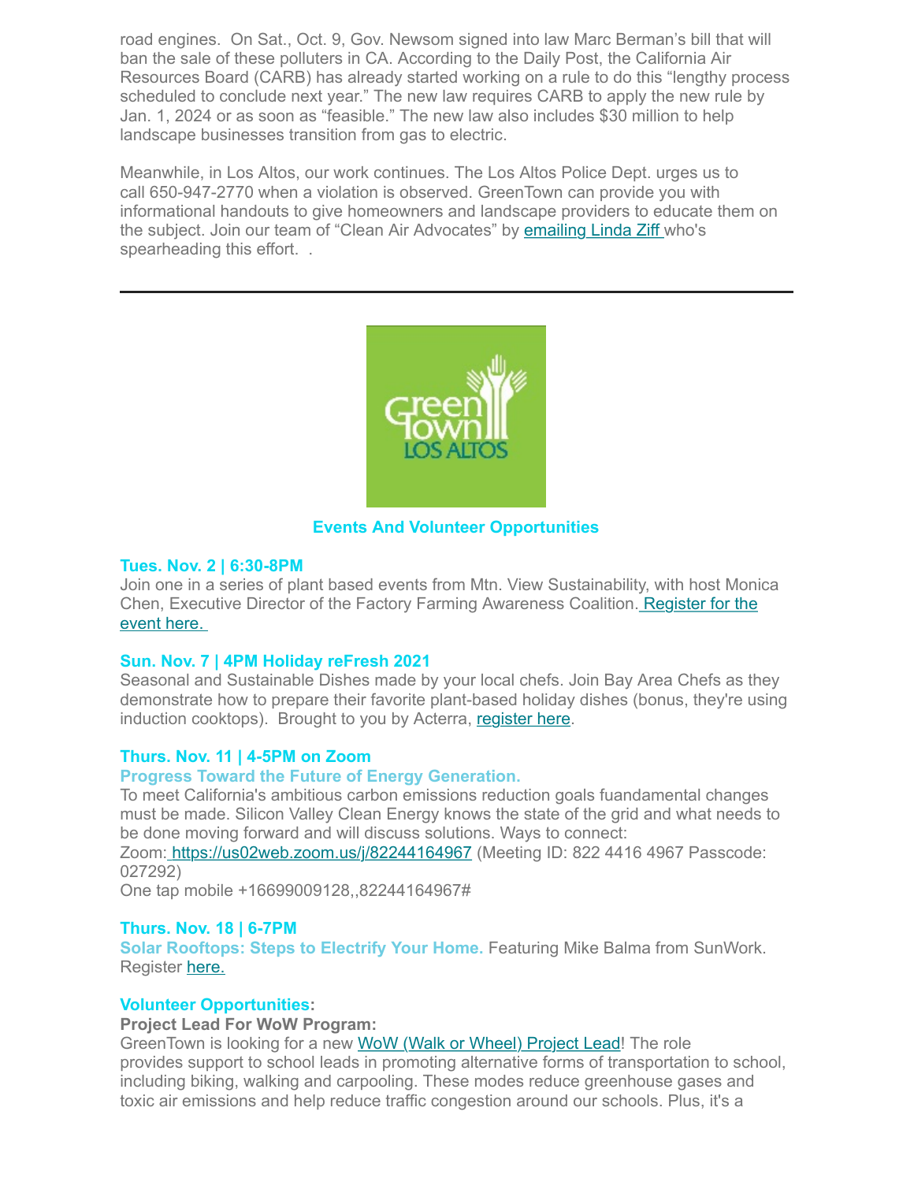road engines.  On Sat., Oct. 9, Gov. Newsom signed into law Marc Berman's bill that will ban the sale of these polluters in CA. According to the Daily Post, the California Air Resources Board (CARB) has already started working on a rule to do this "lengthy process scheduled to conclude next year." The new law requires CARB to apply the new rule by Jan. 1, 2024 or as soon as "feasible." The new law also includes $30 million to help landscape businesses transition from gas to electric.

Meanwhile, in Los Altos, our work continues. The Los Altos Police Dept. urges us to call 650-947-2770 when a violation is observed. GreenTown can provide you with informational handouts to give homeowners and landscape providers to educate them on the subject. Join our team of "Clean Air Advocates" by emailing Linda Ziff who's spearheading this effort.  .

---

GreenTown LOS ALTOS

## Events And Volunteer Opportunities

**Tues. Nov. 2 | 6:30-8PM**

Join one in a series of plant based events from Mtn. View Sustainability, with host Monica Chen, Executive Director of the Factory Farming Awareness Coalition. Register for the event here.

**Sun. Nov. 7 | 4PM Holiday reFresh 2021**

Seasonal and Sustainable Dishes made by your local chefs. Join Bay Area Chefs as they demonstrate how to prepare their favorite plant-based holiday dishes (bonus, they're using induction cooktops).  Brought to you by Acterra, register here.

**Thurs. Nov. 11 | 4-5PM on Zoom**

**Progress Toward the Future of Energy Generation.**

To meet California's ambitious carbon emissions reduction goals fuandamental changes must be made. Silicon Valley Clean Energy knows the state of the grid and what needs to be done moving forward and will discuss solutions. Ways to connect:

Zoom: https://us02web.zoom.us/j/82244164967 (Meeting ID: 822 4416 4967 Passcode: 027292)

One tap mobile +16699009128,,82244164967#

**Thurs. Nov. 18 | 6-7PM**

**Solar Rooftops: Steps to Electrify Your Home.** Featuring Mike Balma from SunWork. Register here.

**Volunteer Opportunities:**

**Project Lead For WoW Program:**

GreenTown is looking for a new WoW (Walk or Wheel) Project Lead! The role provides support to school leads in promoting alternative forms of transportation to school, including biking, walking and carpooling. These modes reduce greenhouse gases and toxic air emissions and help reduce traffic congestion around our schools. Plus, it's a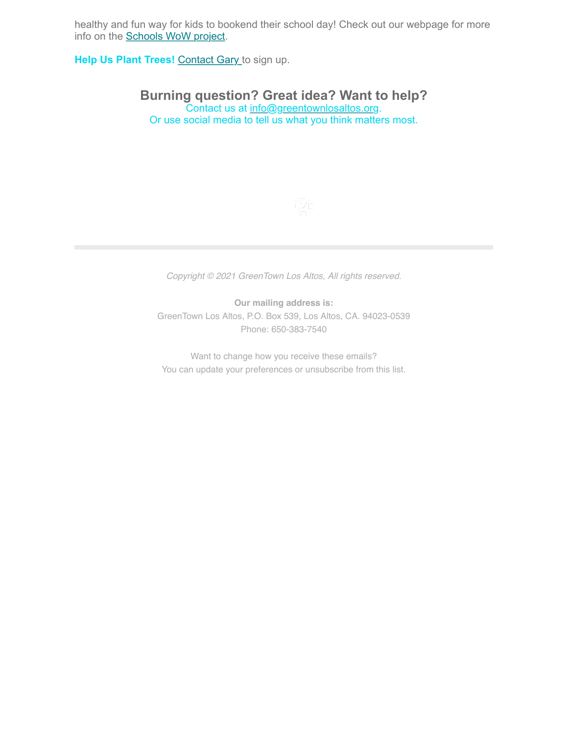healthy and fun way for kids to bookend their school day! Check out our webpage for more info on the Schools WoW project.

**Help Us Plant Trees!** Contact Gary to sign up.

## Burning question? Great idea? Want to help?

Contact us at info@greentownlosaltos.org.
Or use social media to tell us what you think matters most.

---

*Copyright © 2021 GreenTown Los Altos, All rights reserved.*

**Our mailing address is:**
GreenTown Los Altos, P.O. Box 539, Los Altos, CA. 94023-0539
Phone: 650-383-7540

Want to change how you receive these emails?
You can update your preferences or unsubscribe from this list.